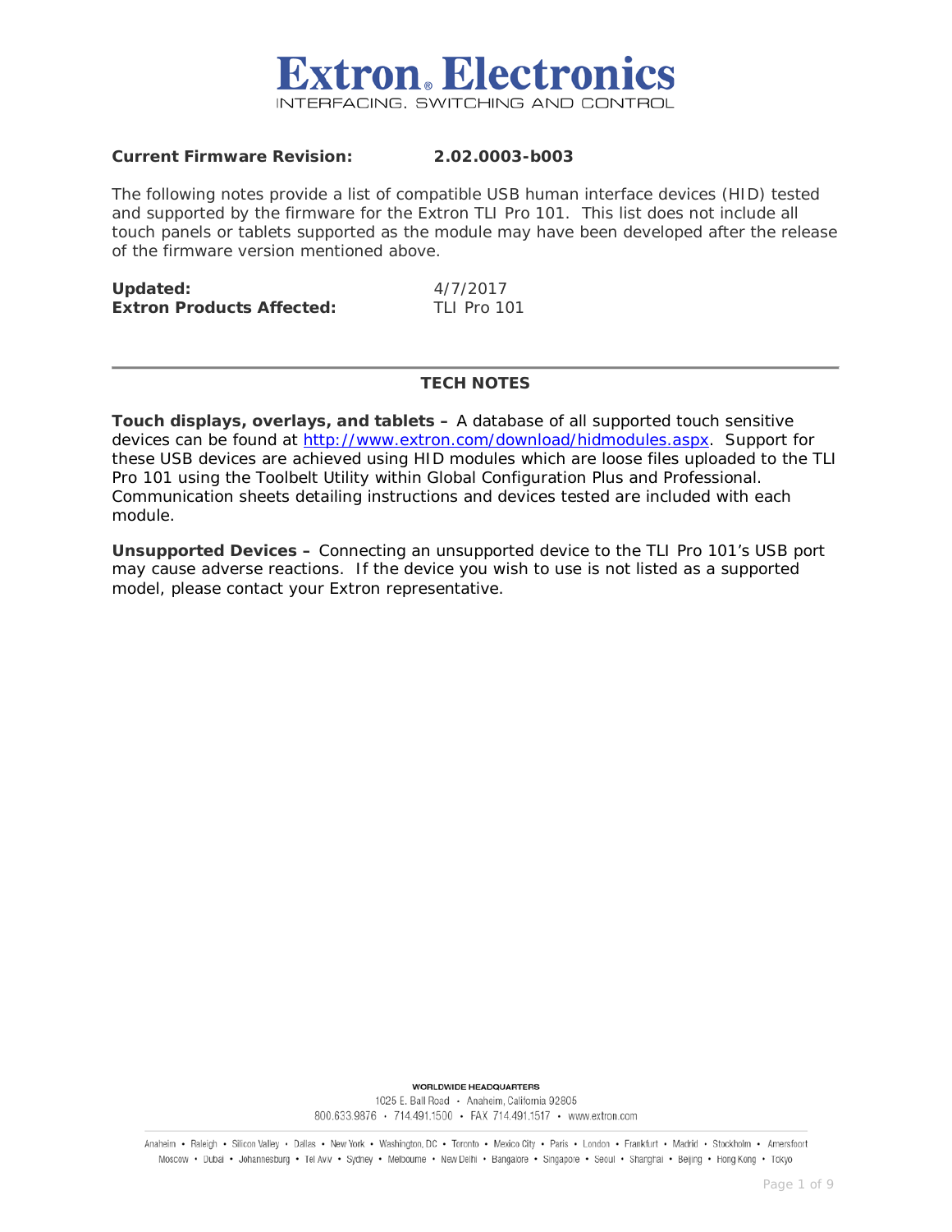# Extron Electronics

INTERFACING, SWITCHING AND CONTROL

**Current Firmware Revision:** **2.02.0003-b003**

The following notes provide a list of compatible USB human interface devices (HID) tested and supported by the firmware for the Extron TLI Pro 101. This list does not include all touch panels or tablets supported as the module may have been developed after the release of the firmware version mentioned above.

**Updated:** 4/7/2017
**Extron Products Affected:** TLI Pro 101

---

## TECH NOTES

**Touch displays, overlays, and tablets –** A database of all supported touch sensitive devices can be found at http://www.extron.com/download/hidmodules.aspx. Support for these USB devices are achieved using HID modules which are loose files uploaded to the TLI Pro 101 using the Toolbelt Utility within Global Configuration Plus and Professional. Communication sheets detailing instructions and devices tested are included with each module.

**Unsupported Devices –** Connecting an unsupported device to the TLI Pro 101's USB port may cause adverse reactions. If the device you wish to use is not listed as a supported model, please contact your Extron representative.

WORLDWIDE HEADQUARTERS
1025 E. Ball Road • Anaheim, California 92805
800.633.9876 • 714.491.1500 • FAX 714.491.1517 • www.extron.com

Anaheim • Raleigh • Silicon Valley • Dallas • New York • Washington, DC • Toronto • Mexico City • Paris • London • Frankfurt • Madrid • Stockholm • Amersfoort
Moscow • Dubai • Johannesburg • Tel Aviv • Sydney • Melbourne • New Delhi • Bangalore • Singapore • Seoul • Shanghai • Beijing • Hong Kong • Tokyo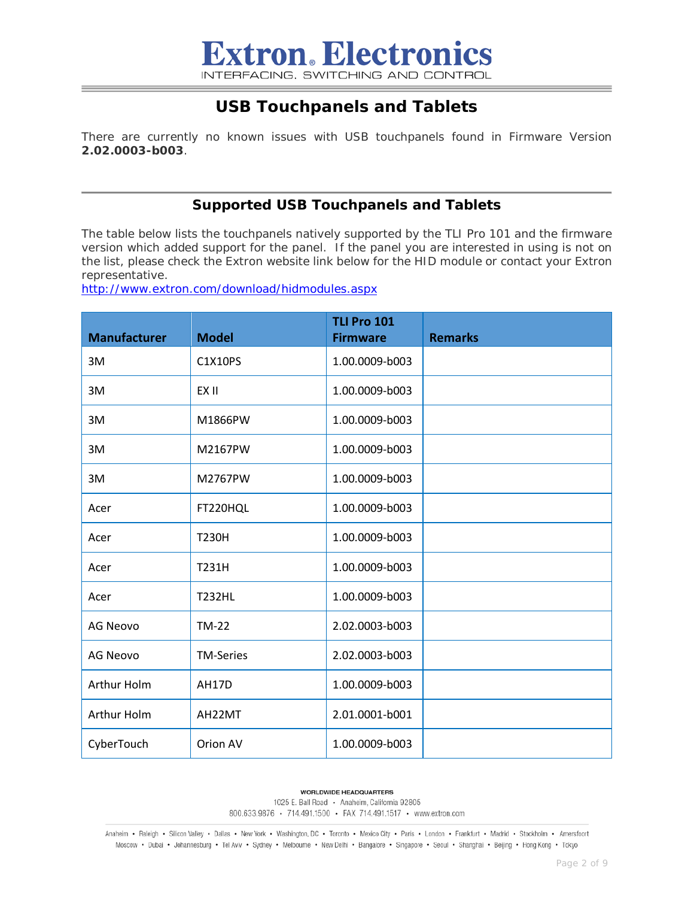## USB Touchpanels and Tablets

There are currently no known issues with USB touchpanels found in Firmware Version **2.02.0003-b003**.

## Supported USB Touchpanels and Tablets

The table below lists the touchpanels natively supported by the TLI Pro 101 and the firmware version which added support for the panel. If the panel you are interested in using is not on the list, please check the Extron website link below for the HID module or contact your Extron representative.
http://www.extron.com/download/hidmodules.aspx

| Manufacturer | Model | TLI Pro 101 Firmware | Remarks |
|---|---|---|---|
| 3M | C1X10PS | 1.00.0009-b003 | |
| 3M | EX II | 1.00.0009-b003 | |
| 3M | M1866PW | 1.00.0009-b003 | |
| 3M | M2167PW | 1.00.0009-b003 | |
| 3M | M2767PW | 1.00.0009-b003 | |
| Acer | FT220HQL | 1.00.0009-b003 | |
| Acer | T230H | 1.00.0009-b003 | |
| Acer | T231H | 1.00.0009-b003 | |
| Acer | T232HL | 1.00.0009-b003 | |
| AG Neovo | TM-22 | 2.02.0003-b003 | |
| AG Neovo | TM-Series | 2.02.0003-b003 | |
| Arthur Holm | AH17D | 1.00.0009-b003 | |
| Arthur Holm | AH22MT | 2.01.0001-b001 | |
| CyberTouch | Orion AV | 1.00.0009-b003 | |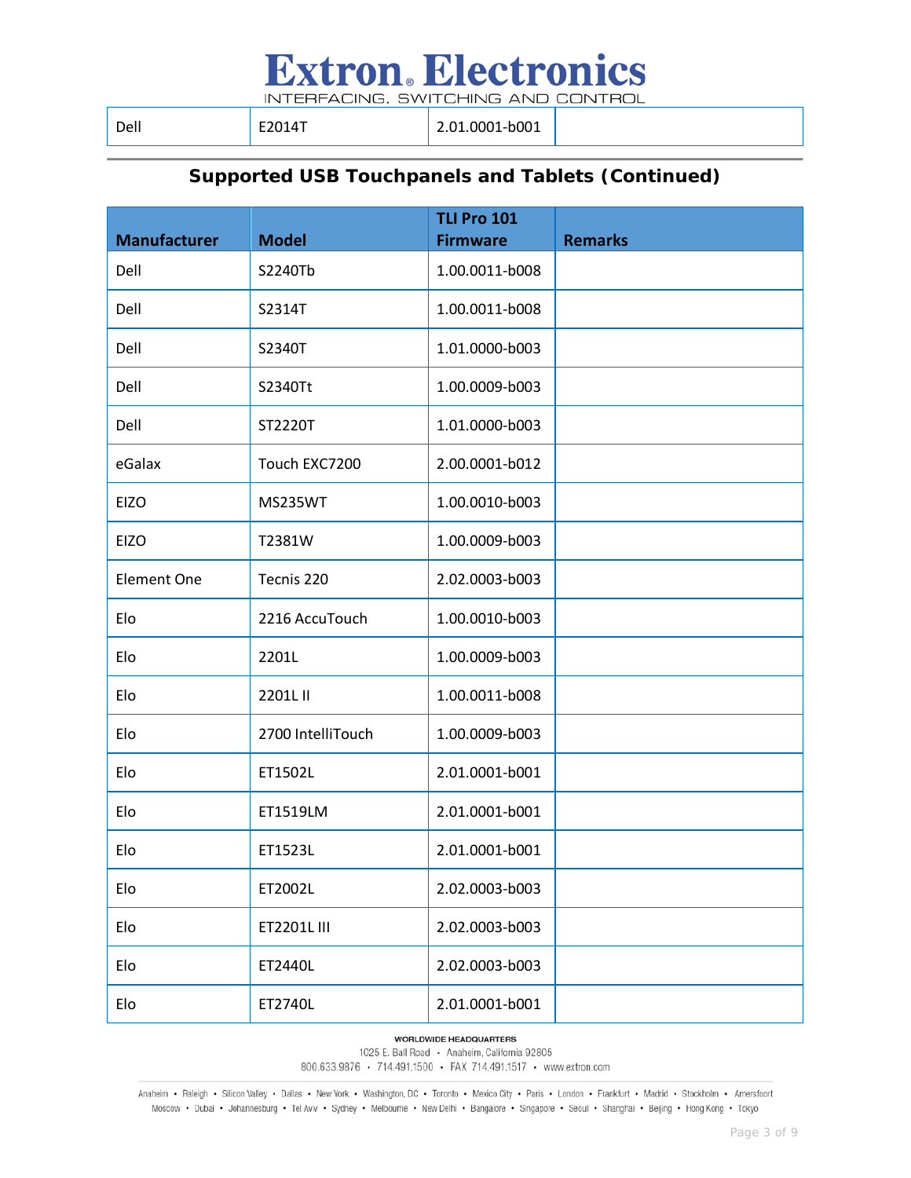| Dell | E2014T | 2.01.0001-b001 | |
|---|---|---|---|

## Supported USB Touchpanels and Tablets (Continued)

| Manufacturer | Model | TLI Pro 101 Firmware | Remarks |
|---|---|---|---|
| Dell | S2240Tb | 1.00.0011-b008 | |
| Dell | S2314T | 1.00.0011-b008 | |
| Dell | S2340T | 1.01.0000-b003 | |
| Dell | S2340Tt | 1.00.0009-b003 | |
| Dell | ST2220T | 1.01.0000-b003 | |
| eGalax | Touch EXC7200 | 2.00.0001-b012 | |
| EIZO | MS235WT | 1.00.0010-b003 | |
| EIZO | T2381W | 1.00.0009-b003 | |
| Element One | Tecnis 220 | 2.02.0003-b003 | |
| Elo | 2216 AccuTouch | 1.00.0010-b003 | |
| Elo | 2201L | 1.00.0009-b003 | |
| Elo | 2201L II | 1.00.0011-b008 | |
| Elo | 2700 IntelliTouch | 1.00.0009-b003 | |
| Elo | ET1502L | 2.01.0001-b001 | |
| Elo | ET1519LM | 2.01.0001-b001 | |
| Elo | ET1523L | 2.01.0001-b001 | |
| Elo | ET2002L | 2.02.0003-b003 | |
| Elo | ET2201L III | 2.02.0003-b003 | |
| Elo | ET2440L | 2.02.0003-b003 | |
| Elo | ET2740L | 2.01.0001-b001 | |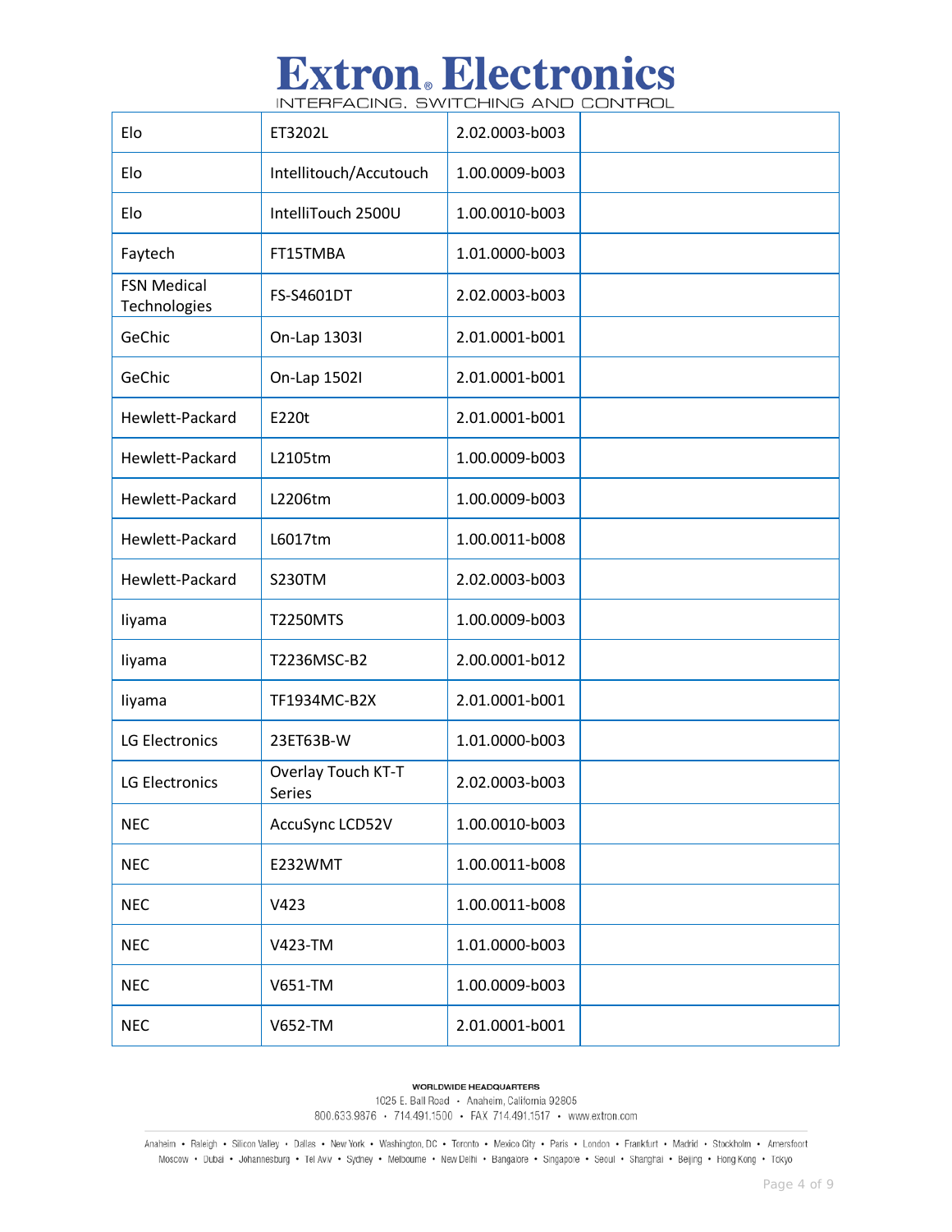| | | | |
|---|---|---|---|
| Elo | ET3202L | 2.02.0003-b003 | |
| Elo | Intellitouch/Accutouch | 1.00.0009-b003 | |
| Elo | IntelliTouch 2500U | 1.00.0010-b003 | |
| Faytech | FT15TMBA | 1.01.0000-b003 | |
| FSN Medical Technologies | FS-S4601DT | 2.02.0003-b003 | |
| GeChic | On-Lap 1303I | 2.01.0001-b001 | |
| GeChic | On-Lap 1502I | 2.01.0001-b001 | |
| Hewlett-Packard | E220t | 2.01.0001-b001 | |
| Hewlett-Packard | L2105tm | 1.00.0009-b003 | |
| Hewlett-Packard | L2206tm | 1.00.0009-b003 | |
| Hewlett-Packard | L6017tm | 1.00.0011-b008 | |
| Hewlett-Packard | S230TM | 2.02.0003-b003 | |
| Iiyama | T2250MTS | 1.00.0009-b003 | |
| Iiyama | T2236MSC-B2 | 2.00.0001-b012 | |
| Iiyama | TF1934MC-B2X | 2.01.0001-b001 | |
| LG Electronics | 23ET63B-W | 1.01.0000-b003 | |
| LG Electronics | Overlay Touch KT-T Series | 2.02.0003-b003 | |
| NEC | AccuSync LCD52V | 1.00.0010-b003 | |
| NEC | E232WMT | 1.00.0011-b008 | |
| NEC | V423 | 1.00.0011-b008 | |
| NEC | V423-TM | 1.01.0000-b003 | |
| NEC | V651-TM | 1.00.0009-b003 | |
| NEC | V652-TM | 2.01.0001-b001 | |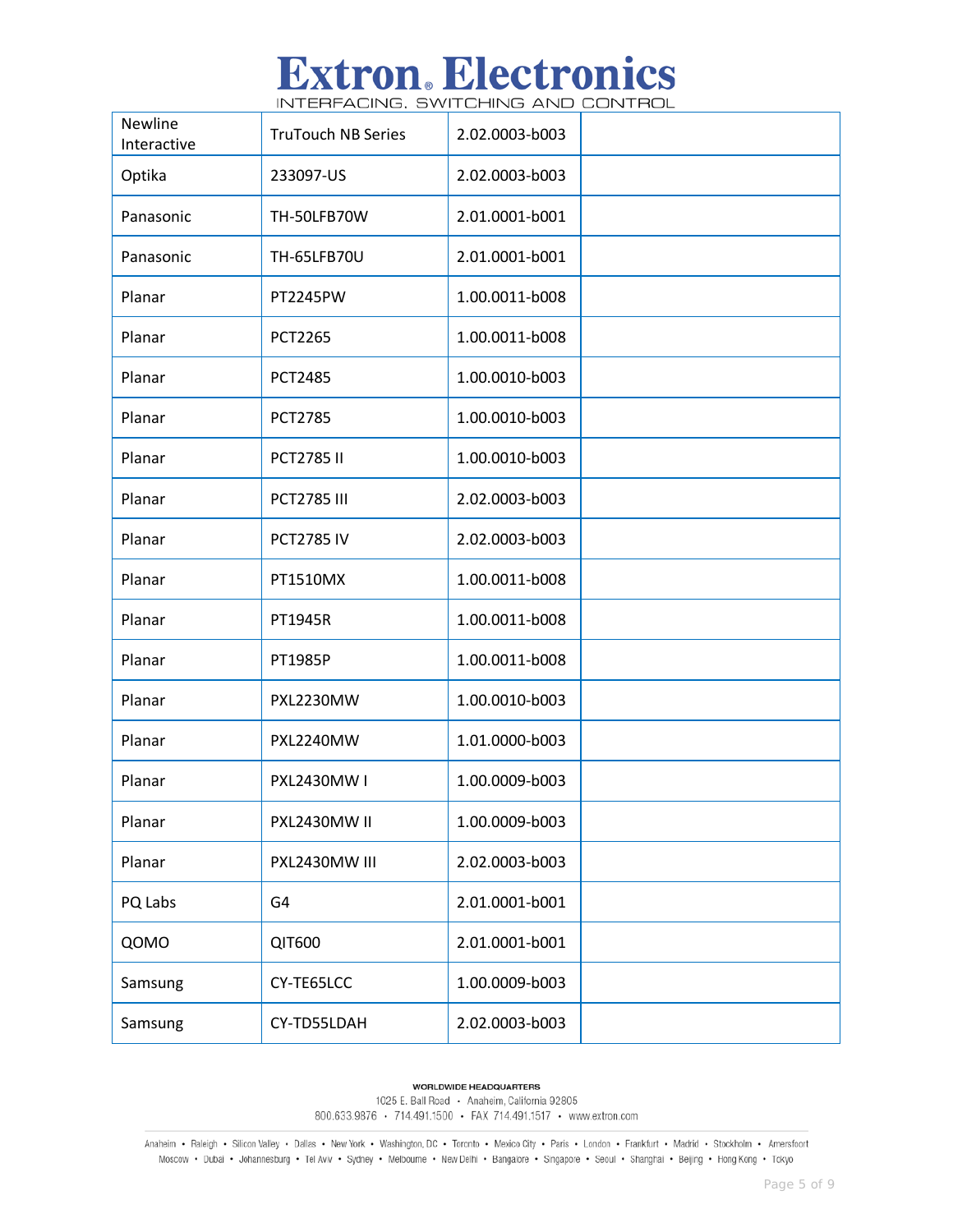| | | | |
|---|---|---|---|
| Newline Interactive | TruTouch NB Series | 2.02.0003-b003 | |
| Optika | 233097-US | 2.02.0003-b003 | |
| Panasonic | TH-50LFB70W | 2.01.0001-b001 | |
| Panasonic | TH-65LFB70U | 2.01.0001-b001 | |
| Planar | PT2245PW | 1.00.0011-b008 | |
| Planar | PCT2265 | 1.00.0011-b008 | |
| Planar | PCT2485 | 1.00.0010-b003 | |
| Planar | PCT2785 | 1.00.0010-b003 | |
| Planar | PCT2785 II | 1.00.0010-b003 | |
| Planar | PCT2785 III | 2.02.0003-b003 | |
| Planar | PCT2785 IV | 2.02.0003-b003 | |
| Planar | PT1510MX | 1.00.0011-b008 | |
| Planar | PT1945R | 1.00.0011-b008 | |
| Planar | PT1985P | 1.00.0011-b008 | |
| Planar | PXL2230MW | 1.00.0010-b003 | |
| Planar | PXL2240MW | 1.01.0000-b003 | |
| Planar | PXL2430MW I | 1.00.0009-b003 | |
| Planar | PXL2430MW II | 1.00.0009-b003 | |
| Planar | PXL2430MW III | 2.02.0003-b003 | |
| PQ Labs | G4 | 2.01.0001-b001 | |
| QOMO | QIT600 | 2.01.0001-b001 | |
| Samsung | CY-TE65LCC | 1.00.0009-b003 | |
| Samsung | CY-TD55LDAH | 2.02.0003-b003 | |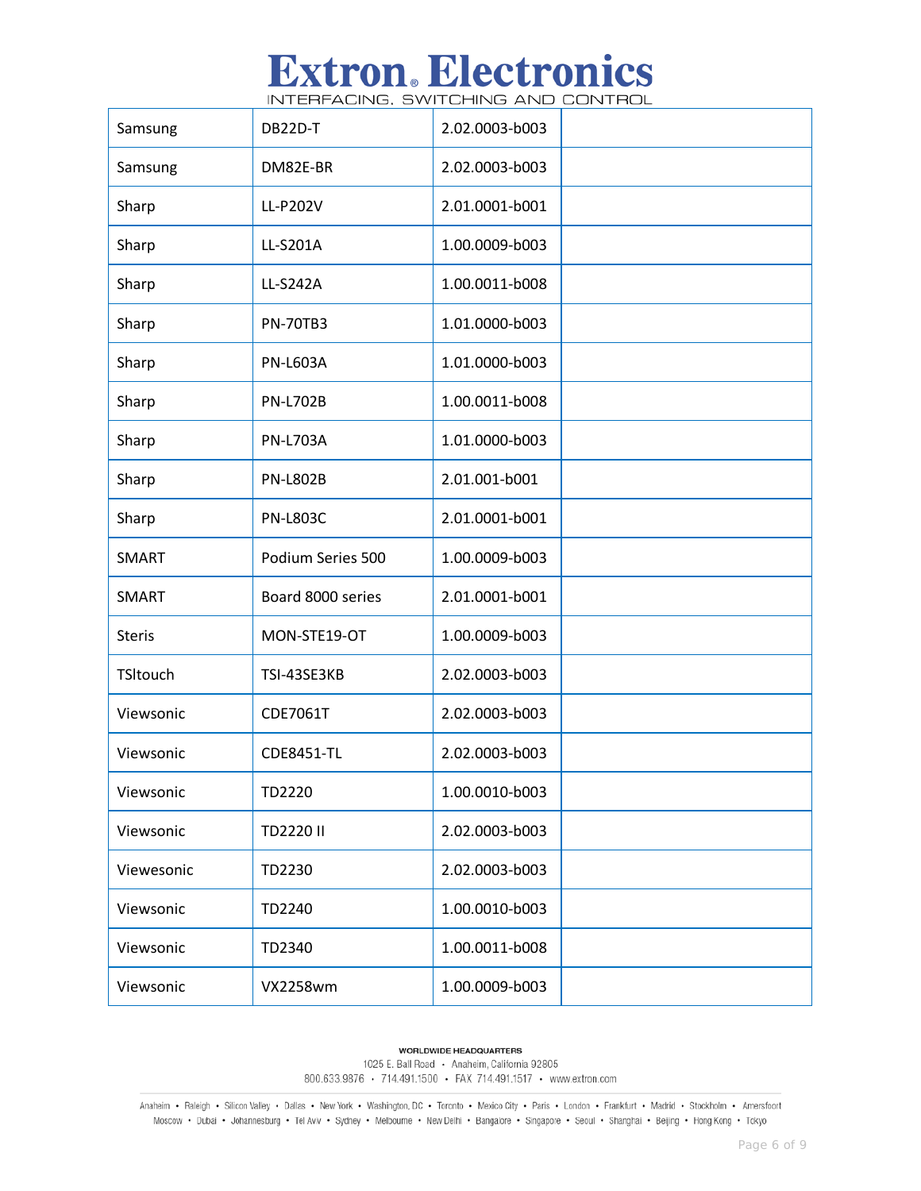| Samsung | DB22D-T | 2.02.0003-b003 | |
|---|---|---|---|
| Samsung | DM82E-BR | 2.02.0003-b003 | |
| Sharp | LL-P202V | 2.01.0001-b001 | |
| Sharp | LL-S201A | 1.00.0009-b003 | |
| Sharp | LL-S242A | 1.00.0011-b008 | |
| Sharp | PN-70TB3 | 1.01.0000-b003 | |
| Sharp | PN-L603A | 1.01.0000-b003 | |
| Sharp | PN-L702B | 1.00.0011-b008 | |
| Sharp | PN-L703A | 1.01.0000-b003 | |
| Sharp | PN-L802B | 2.01.001-b001 | |
| Sharp | PN-L803C | 2.01.0001-b001 | |
| SMART | Podium Series 500 | 1.00.0009-b003 | |
| SMART | Board 8000 series | 2.01.0001-b001 | |
| Steris | MON-STE19-OT | 1.00.0009-b003 | |
| TSItouch | TSI-43SE3KB | 2.02.0003-b003 | |
| Viewsonic | CDE7061T | 2.02.0003-b003 | |
| Viewsonic | CDE8451-TL | 2.02.0003-b003 | |
| Viewsonic | TD2220 | 1.00.0010-b003 | |
| Viewsonic | TD2220 II | 2.02.0003-b003 | |
| Viewesonic | TD2230 | 2.02.0003-b003 | |
| Viewsonic | TD2240 | 1.00.0010-b003 | |
| Viewsonic | TD2340 | 1.00.0011-b008 | |
| Viewsonic | VX2258wm | 1.00.0009-b003 | |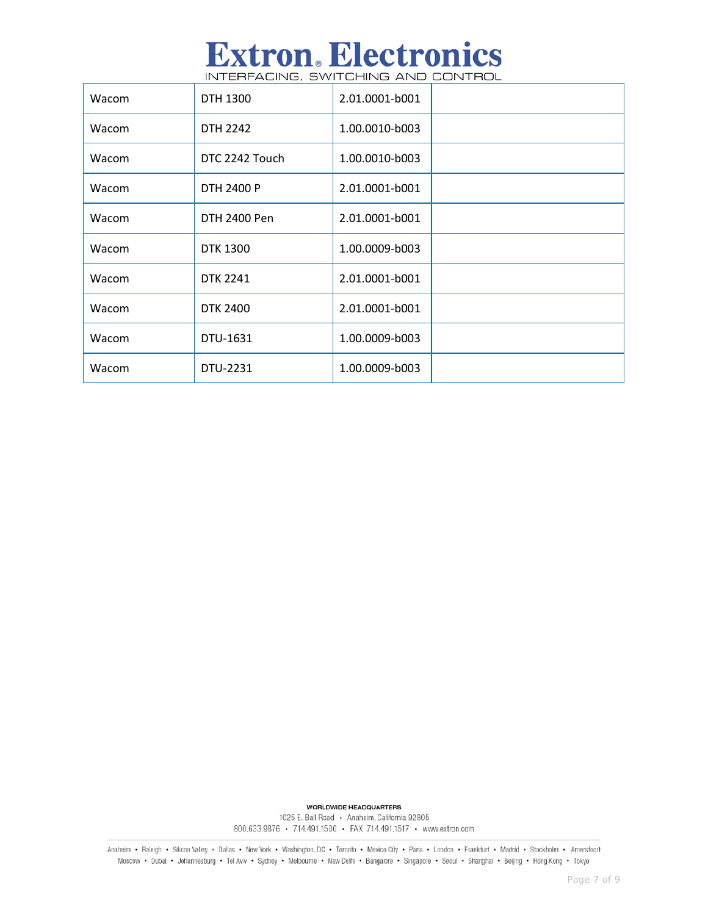| Wacom | DTH 1300 | 2.01.0001-b001 | |
|---|---|---|---|
| Wacom | DTH 2242 | 1.00.0010-b003 | |
| Wacom | DTC 2242 Touch | 1.00.0010-b003 | |
| Wacom | DTH 2400 P | 2.01.0001-b001 | |
| Wacom | DTH 2400 Pen | 2.01.0001-b001 | |
| Wacom | DTK 1300 | 1.00.0009-b003 | |
| Wacom | DTK 2241 | 2.01.0001-b001 | |
| Wacom | DTK 2400 | 2.01.0001-b001 | |
| Wacom | DTU-1631 | 1.00.0009-b003 | |
| Wacom | DTU-2231 | 1.00.0009-b003 | |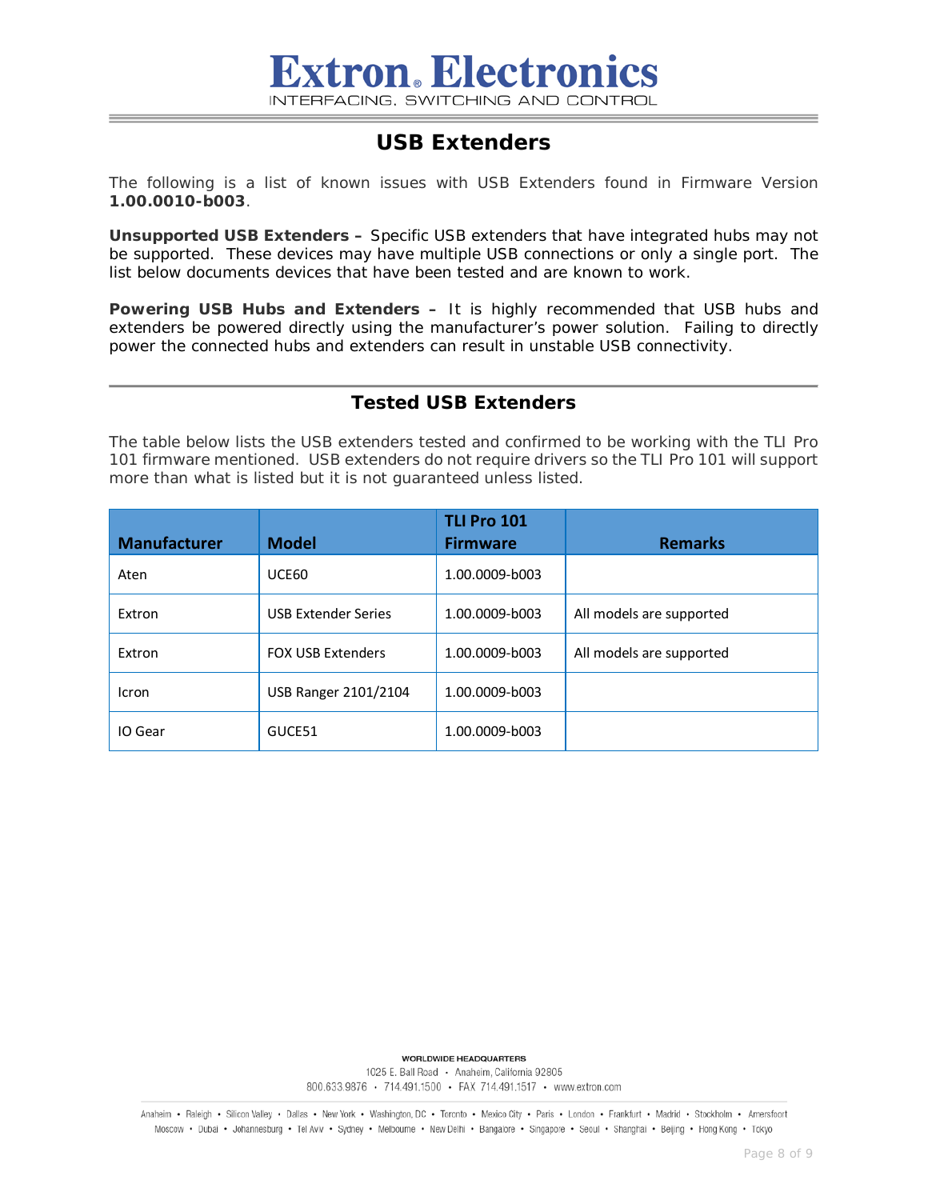# USB Extenders

The following is a list of known issues with USB Extenders found in Firmware Version **1.00.0010-b003**.

**Unsupported USB Extenders –** Specific USB extenders that have integrated hubs may not be supported. These devices may have multiple USB connections or only a single port. The list below documents devices that have been tested and are known to work.

**Powering USB Hubs and Extenders –** It is highly recommended that USB hubs and extenders be powered directly using the manufacturer's power solution. Failing to directly power the connected hubs and extenders can result in unstable USB connectivity.

## Tested USB Extenders

The table below lists the USB extenders tested and confirmed to be working with the TLI Pro 101 firmware mentioned. USB extenders do not require drivers so the TLI Pro 101 will support more than what is listed but it is not guaranteed unless listed.

| Manufacturer | Model | TLI Pro 101 Firmware | Remarks |
|---|---|---|---|
| Aten | UCE60 | 1.00.0009-b003 | |
| Extron | USB Extender Series | 1.00.0009-b003 | All models are supported |
| Extron | FOX USB Extenders | 1.00.0009-b003 | All models are supported |
| Icron | USB Ranger 2101/2104 | 1.00.0009-b003 | |
| IO Gear | GUCE51 | 1.00.0009-b003 | |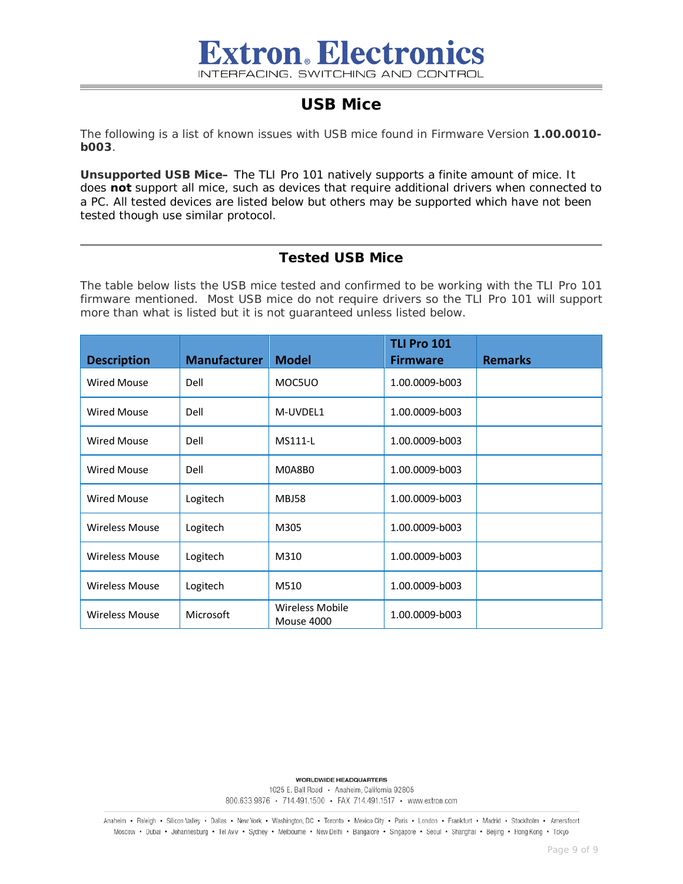# USB Mice

The following is a list of known issues with USB mice found in Firmware Version **1.00.0010-b003**.

**Unsupported USB Mice–** The TLI Pro 101 natively supports a finite amount of mice. It does **not** support all mice, such as devices that require additional drivers when connected to a PC. All tested devices are listed below but others may be supported which have not been tested though use similar protocol.

## Tested USB Mice

The table below lists the USB mice tested and confirmed to be working with the TLI Pro 101 firmware mentioned. Most USB mice do not require drivers so the TLI Pro 101 will support more than what is listed but it is not guaranteed unless listed below.

| Description | Manufacturer | Model | TLI Pro 101 Firmware | Remarks |
|---|---|---|---|---|
| Wired Mouse | Dell | MOC5UO | 1.00.0009-b003 | |
| Wired Mouse | Dell | M-UVDEL1 | 1.00.0009-b003 | |
| Wired Mouse | Dell | MS111-L | 1.00.0009-b003 | |
| Wired Mouse | Dell | M0A8B0 | 1.00.0009-b003 | |
| Wired Mouse | Logitech | MBJ58 | 1.00.0009-b003 | |
| Wireless Mouse | Logitech | M305 | 1.00.0009-b003 | |
| Wireless Mouse | Logitech | M310 | 1.00.0009-b003 | |
| Wireless Mouse | Logitech | M510 | 1.00.0009-b003 | |
| Wireless Mouse | Microsoft | Wireless Mobile Mouse 4000 | 1.00.0009-b003 | |